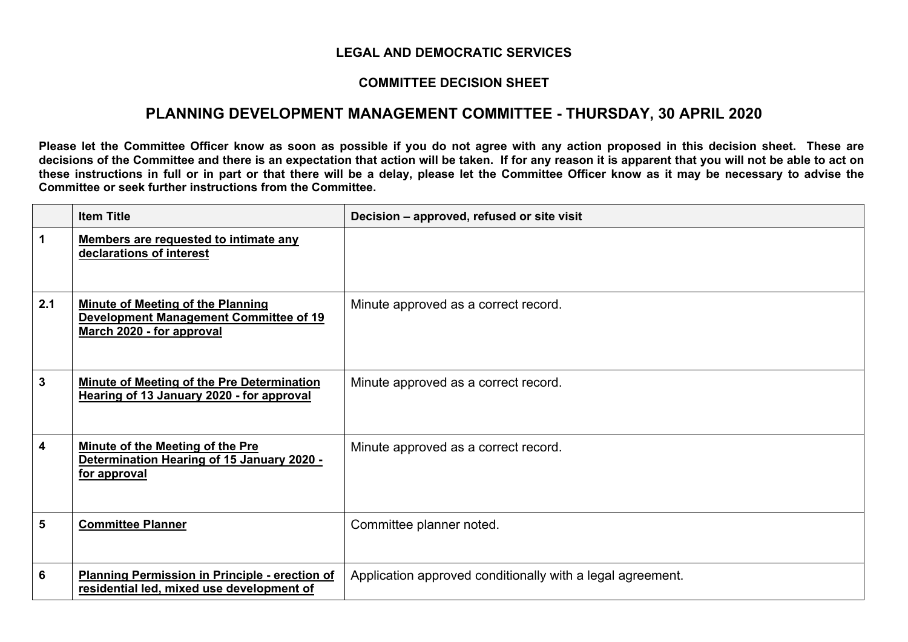**LEGAL AND DEMOCRATIC SERVICES**

**COMMITTEE DECISION SHEET**

## PLANNING DEVELOPMENT MANAGEMENT COMMITTEE - THURSDAY, 30 APRIL 2020

**Please let the Committee Officer know as soon as possible if you do not agree with any action proposed in this decision sheet. These are decisions of the Committee and there is an expectation that action will be taken. If for any reason it is apparent that you will not be able to act on these instructions in full or in part or that there will be a delay, please let the Committee Officer know as it may be necessary to advise the Committee or seek further instructions from the Committee.**

| | Item Title | Decision – approved, refused or site visit |
|---|---|---|
| 1 | Members are requested to intimate any declarations of interest | |
| 2.1 | Minute of Meeting of the Planning Development Management Committee of 19 March 2020 - for approval | Minute approved as a correct record. |
| 3 | Minute of Meeting of the Pre Determination Hearing of 13 January 2020 - for approval | Minute approved as a correct record. |
| 4 | Minute of the Meeting of the Pre Determination Hearing of 15 January 2020 - for approval | Minute approved as a correct record. |
| 5 | Committee Planner | Committee planner noted. |
| 6 | Planning Permission in Principle - erection of residential led, mixed use development of | Application approved conditionally with a legal agreement. |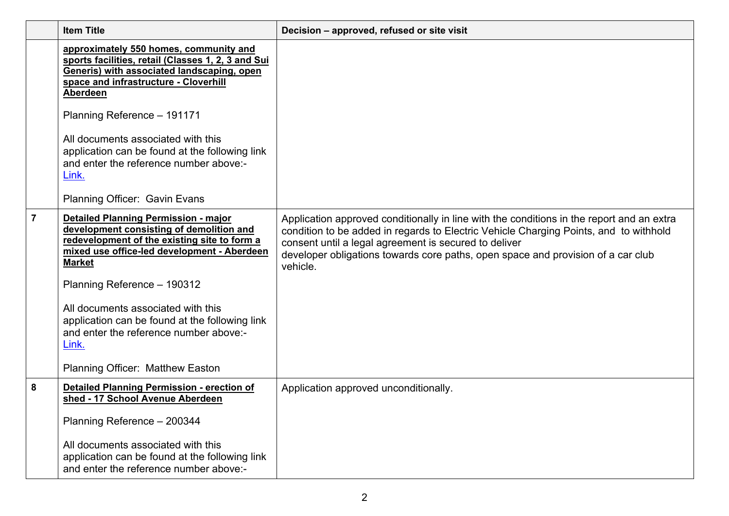| | Item Title | Decision – approved, refused or site visit |
|---|---|---|
| | **approximately 550 homes, community and sports facilities, retail (Classes 1, 2, 3 and Sui Generis) with associated landscaping, open space and infrastructure - Cloverhill Aberdeen**<br><br>Planning Reference – 191171<br><br>All documents associated with this application can be found at the following link and enter the reference number above:- Link.<br><br>Planning Officer: Gavin Evans | |
| 7 | **Detailed Planning Permission - major development consisting of demolition and redevelopment of the existing site to form a mixed use office-led development - Aberdeen Market**<br><br>Planning Reference – 190312<br><br>All documents associated with this application can be found at the following link and enter the reference number above:- Link.<br><br>Planning Officer: Matthew Easton | Application approved conditionally in line with the conditions in the report and an extra condition to be added in regards to Electric Vehicle Charging Points, and to withhold consent until a legal agreement is secured to deliver developer obligations towards core paths, open space and provision of a car club vehicle. |
| 8 | **Detailed Planning Permission - erection of shed - 17 School Avenue Aberdeen**<br><br>Planning Reference – 200344<br><br>All documents associated with this application can be found at the following link and enter the reference number above:- | Application approved unconditionally. |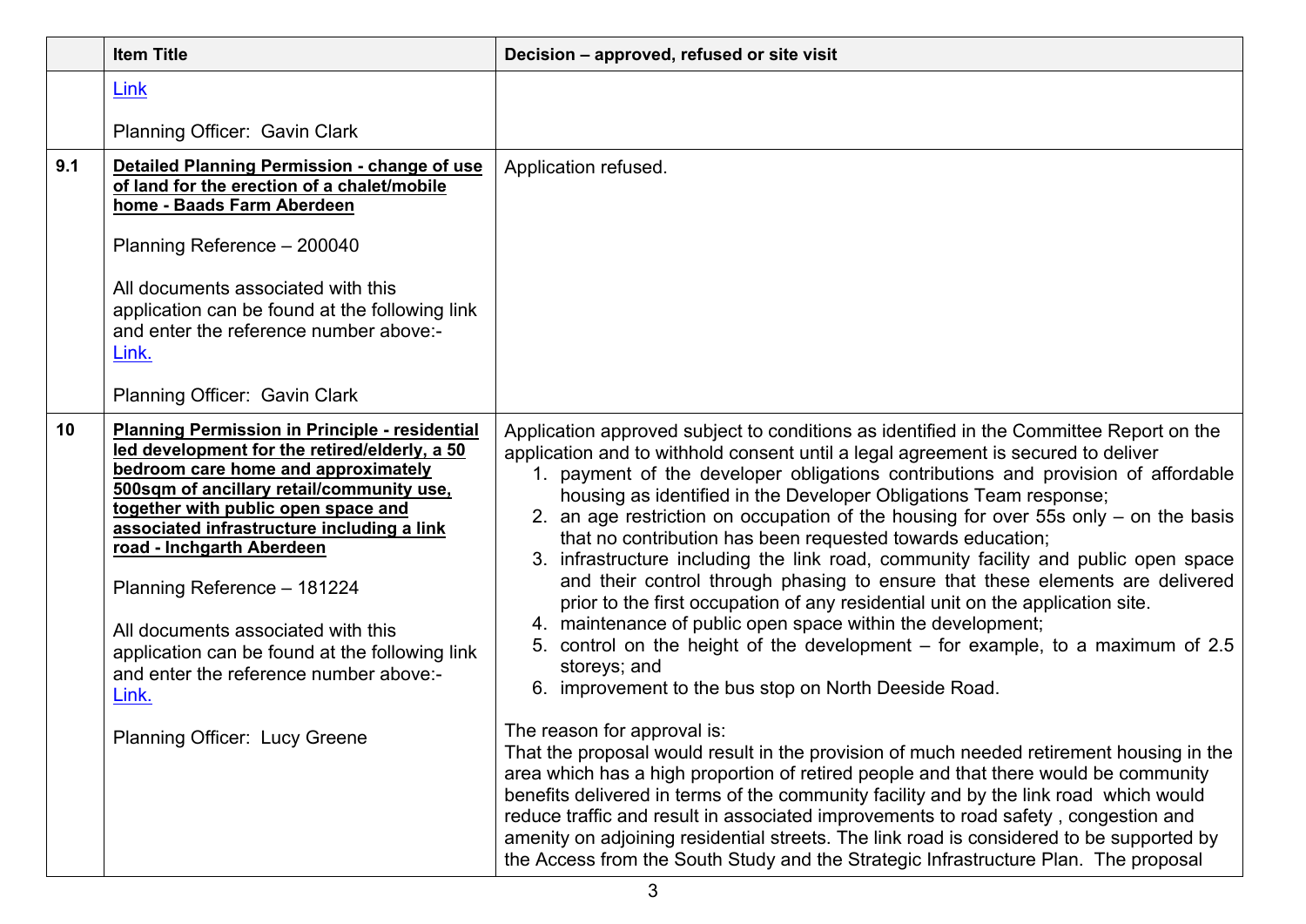|  | Item Title | Decision – approved, refused or site visit |
| --- | --- | --- |
|  | Link<br><br>Planning Officer:  Gavin Clark |  |
| 9.1 | **Detailed Planning Permission - change of use of land for the erection of a chalet/mobile home - Baads Farm Aberdeen**<br><br>Planning Reference – 200040<br><br>All documents associated with this application can be found at the following link and enter the reference number above:-<br>Link.<br><br>Planning Officer:  Gavin Clark | Application refused. |
| 10 | **Planning Permission in Principle - residential led development for the retired/elderly, a 50 bedroom care home and approximately 500sqm of ancillary retail/community use, together with public open space and associated infrastructure including a link road - Inchgarth Aberdeen**<br><br>Planning Reference – 181224<br><br>All documents associated with this application can be found at the following link and enter the reference number above:-<br>Link.<br><br>Planning Officer:  Lucy Greene | Application approved subject to conditions as identified in the Committee Report on the application and to withhold consent until a legal agreement is secured to deliver<br>1. payment of the developer obligations contributions and provision of affordable housing as identified in the Developer Obligations Team response;<br>2. an age restriction on occupation of the housing for over 55s only – on the basis that no contribution has been requested towards education;<br>3. infrastructure including the link road, community facility and public open space and their control through phasing to ensure that these elements are delivered prior to the first occupation of any residential unit on the application site.<br>4. maintenance of public open space within the development;<br>5. control on the height of the development – for example, to a maximum of 2.5 storeys; and<br>6. improvement to the bus stop on North Deeside Road.<br><br>The reason for approval is:<br>That the proposal would result in the provision of much needed retirement housing in the area which has a high proportion of retired people and that there would be community benefits delivered in terms of the community facility and by the link road which would reduce traffic and result in associated improvements to road safety , congestion and amenity on adjoining residential streets. The link road is considered to be supported by the Access from the South Study and the Strategic Infrastructure Plan. The proposal |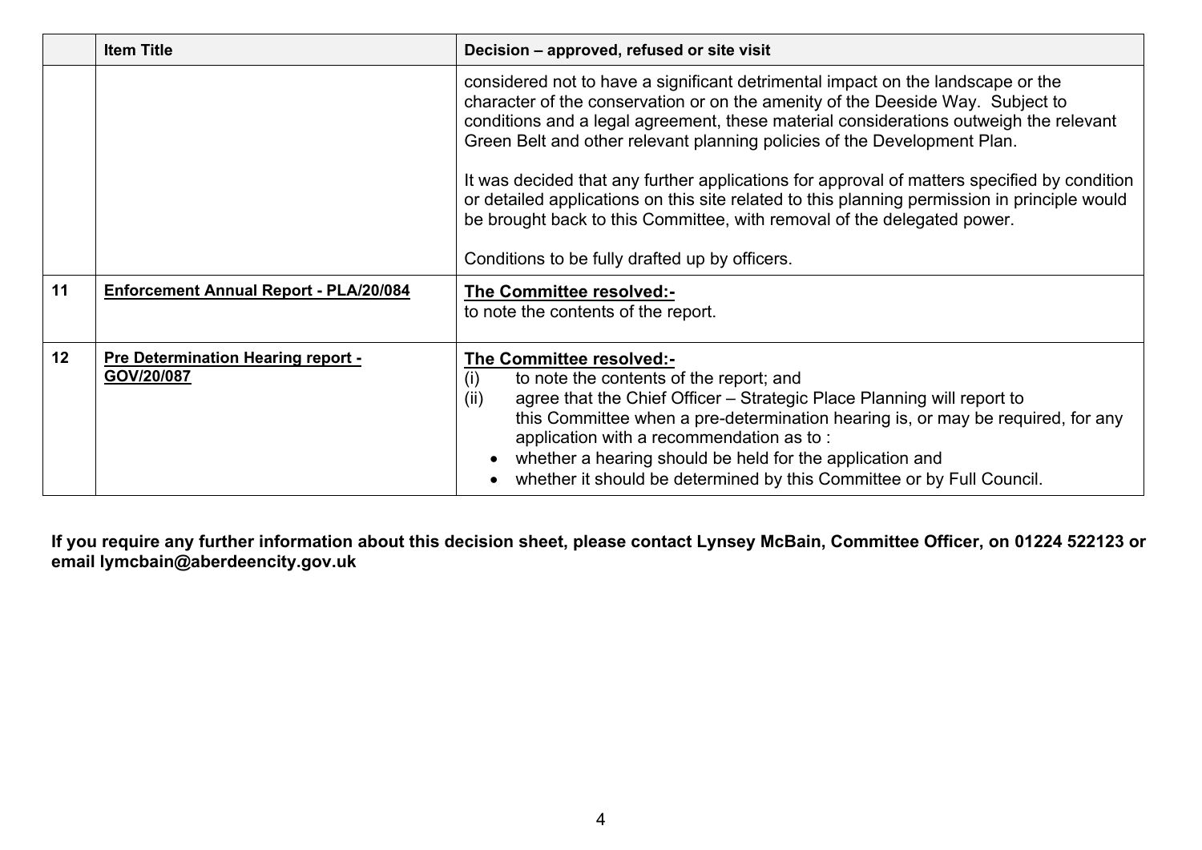| | Item Title | Decision – approved, refused or site visit |
|---|---|---|
| | | considered not to have a significant detrimental impact on the landscape or the character of the conservation or on the amenity of the Deeside Way. Subject to conditions and a legal agreement, these material considerations outweigh the relevant Green Belt and other relevant planning policies of the Development Plan.<br><br>It was decided that any further applications for approval of matters specified by condition or detailed applications on this site related to this planning permission in principle would be brought back to this Committee, with removal of the delegated power.<br><br>Conditions to be fully drafted up by officers. |
| 11 | **Enforcement Annual Report - PLA/20/084** | **The Committee resolved:-**<br>to note the contents of the report. |
| 12 | **Pre Determination Hearing report - GOV/20/087** | **The Committee resolved:-**<br>(i) to note the contents of the report; and<br>(ii) agree that the Chief Officer – Strategic Place Planning will report to this Committee when a pre-determination hearing is, or may be required, for any application with a recommendation as to :<br>• whether a hearing should be held for the application and<br>• whether it should be determined by this Committee or by Full Council. |

**If you require any further information about this decision sheet, please contact Lynsey McBain, Committee Officer, on 01224 522123 or email lymcbain@aberdeencity.gov.uk**